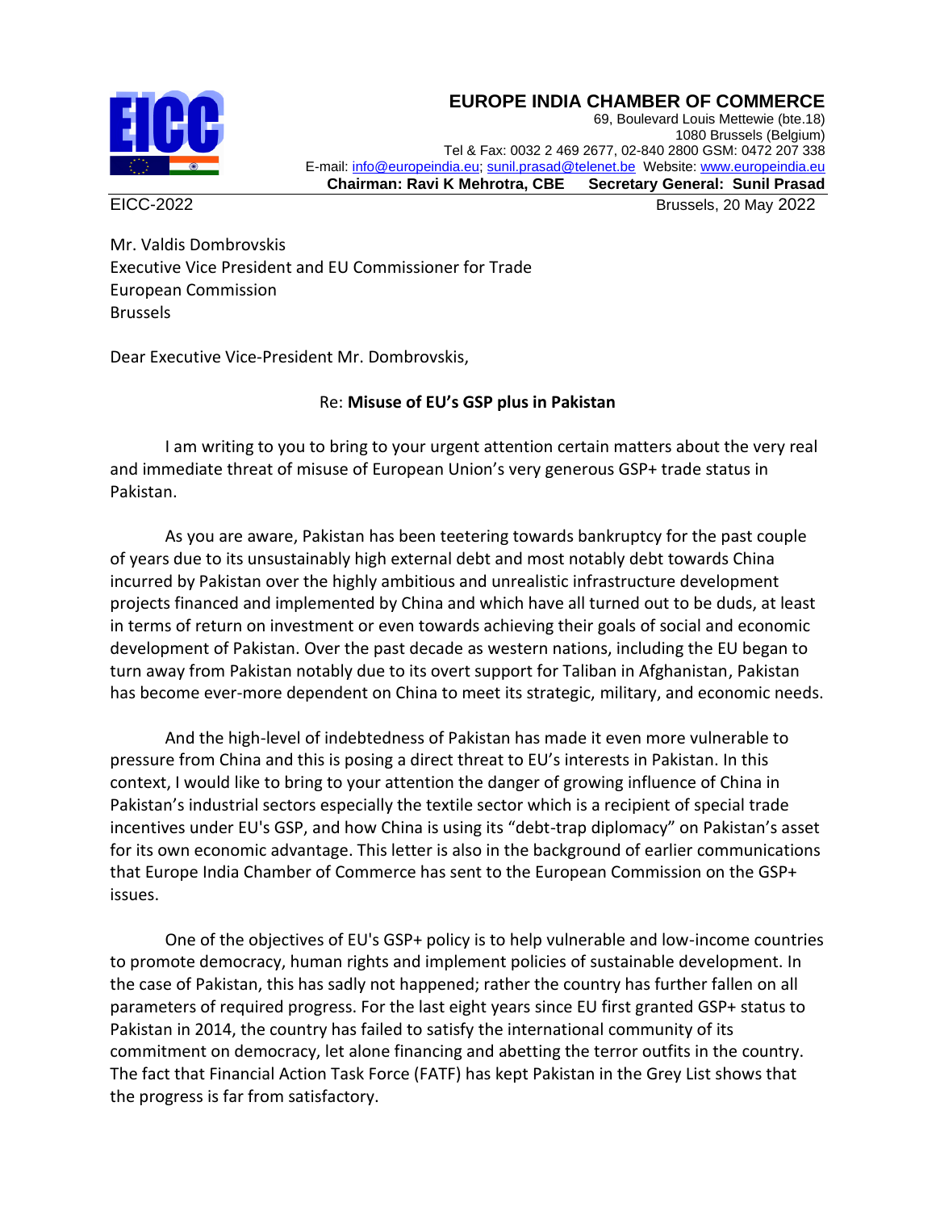**EUROPE INDIA CHAMBER OF COMMERCE**
69, Boulevard Louis Mettewie (bte.18)
1080 Brussels (Belgium)
Tel & Fax: 0032 2 469 2677, 02-840 2800 GSM: 0472 207 338
E-mail: info@europeindia.eu; sunil.prasad@telenet.be Website: www.europeindia.eu
**Chairman: Ravi K Mehrotra, CBE Secretary General: Sunil Prasad**

EICC-2022 Brussels, 20 May 2022

Mr. Valdis Dombrovskis
Executive Vice President and EU Commissioner for Trade
European Commission
Brussels

Dear Executive Vice-President Mr. Dombrovskis,

Re: **Misuse of EU's GSP plus in Pakistan**

I am writing to you to bring to your urgent attention certain matters about the very real and immediate threat of misuse of European Union's very generous GSP+ trade status in Pakistan.

As you are aware, Pakistan has been teetering towards bankruptcy for the past couple of years due to its unsustainably high external debt and most notably debt towards China incurred by Pakistan over the highly ambitious and unrealistic infrastructure development projects financed and implemented by China and which have all turned out to be duds, at least in terms of return on investment or even towards achieving their goals of social and economic development of Pakistan. Over the past decade as western nations, including the EU began to turn away from Pakistan notably due to its overt support for Taliban in Afghanistan, Pakistan has become ever-more dependent on China to meet its strategic, military, and economic needs.

And the high-level of indebtedness of Pakistan has made it even more vulnerable to pressure from China and this is posing a direct threat to EU's interests in Pakistan. In this context, I would like to bring to your attention the danger of growing influence of China in Pakistan's industrial sectors especially the textile sector which is a recipient of special trade incentives under EU's GSP, and how China is using its "debt-trap diplomacy" on Pakistan's asset for its own economic advantage. This letter is also in the background of earlier communications that Europe India Chamber of Commerce has sent to the European Commission on the GSP+ issues.

One of the objectives of EU's GSP+ policy is to help vulnerable and low-income countries to promote democracy, human rights and implement policies of sustainable development. In the case of Pakistan, this has sadly not happened; rather the country has further fallen on all parameters of required progress. For the last eight years since EU first granted GSP+ status to Pakistan in 2014, the country has failed to satisfy the international community of its commitment on democracy, let alone financing and abetting the terror outfits in the country. The fact that Financial Action Task Force (FATF) has kept Pakistan in the Grey List shows that the progress is far from satisfactory.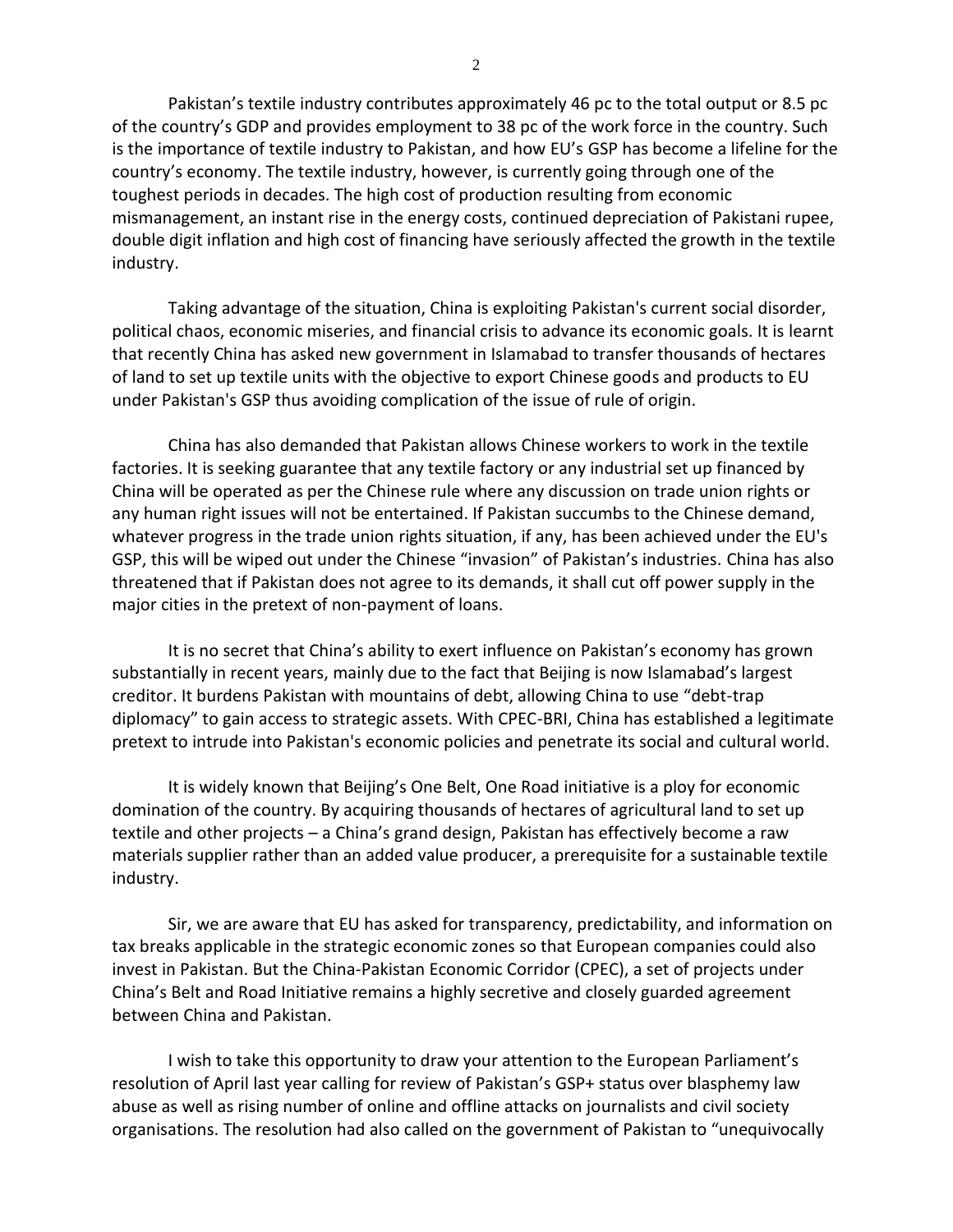Pakistan's textile industry contributes approximately 46 pc to the total output or 8.5 pc of the country's GDP and provides employment to 38 pc of the work force in the country. Such is the importance of textile industry to Pakistan, and how EU's GSP has become a lifeline for the country's economy. The textile industry, however, is currently going through one of the toughest periods in decades. The high cost of production resulting from economic mismanagement, an instant rise in the energy costs, continued depreciation of Pakistani rupee, double digit inflation and high cost of financing have seriously affected the growth in the textile industry.

Taking advantage of the situation, China is exploiting Pakistan's current social disorder, political chaos, economic miseries, and financial crisis to advance its economic goals. It is learnt that recently China has asked new government in Islamabad to transfer thousands of hectares of land to set up textile units with the objective to export Chinese goods and products to EU under Pakistan's GSP thus avoiding complication of the issue of rule of origin.

China has also demanded that Pakistan allows Chinese workers to work in the textile factories. It is seeking guarantee that any textile factory or any industrial set up financed by China will be operated as per the Chinese rule where any discussion on trade union rights or any human right issues will not be entertained. If Pakistan succumbs to the Chinese demand, whatever progress in the trade union rights situation, if any, has been achieved under the EU's GSP, this will be wiped out under the Chinese "invasion" of Pakistan's industries. China has also threatened that if Pakistan does not agree to its demands, it shall cut off power supply in the major cities in the pretext of non-payment of loans.

It is no secret that China's ability to exert influence on Pakistan's economy has grown substantially in recent years, mainly due to the fact that Beijing is now Islamabad's largest creditor. It burdens Pakistan with mountains of debt, allowing China to use "debt-trap diplomacy" to gain access to strategic assets. With CPEC-BRI, China has established a legitimate pretext to intrude into Pakistan's economic policies and penetrate its social and cultural world.

It is widely known that Beijing's One Belt, One Road initiative is a ploy for economic domination of the country. By acquiring thousands of hectares of agricultural land to set up textile and other projects – a China's grand design, Pakistan has effectively become a raw materials supplier rather than an added value producer, a prerequisite for a sustainable textile industry.

Sir, we are aware that EU has asked for transparency, predictability, and information on tax breaks applicable in the strategic economic zones so that European companies could also invest in Pakistan. But the China-Pakistan Economic Corridor (CPEC), a set of projects under China's Belt and Road Initiative remains a highly secretive and closely guarded agreement between China and Pakistan.

I wish to take this opportunity to draw your attention to the European Parliament's resolution of April last year calling for review of Pakistan's GSP+ status over blasphemy law abuse as well as rising number of online and offline attacks on journalists and civil society organisations. The resolution had also called on the government of Pakistan to "unequivocally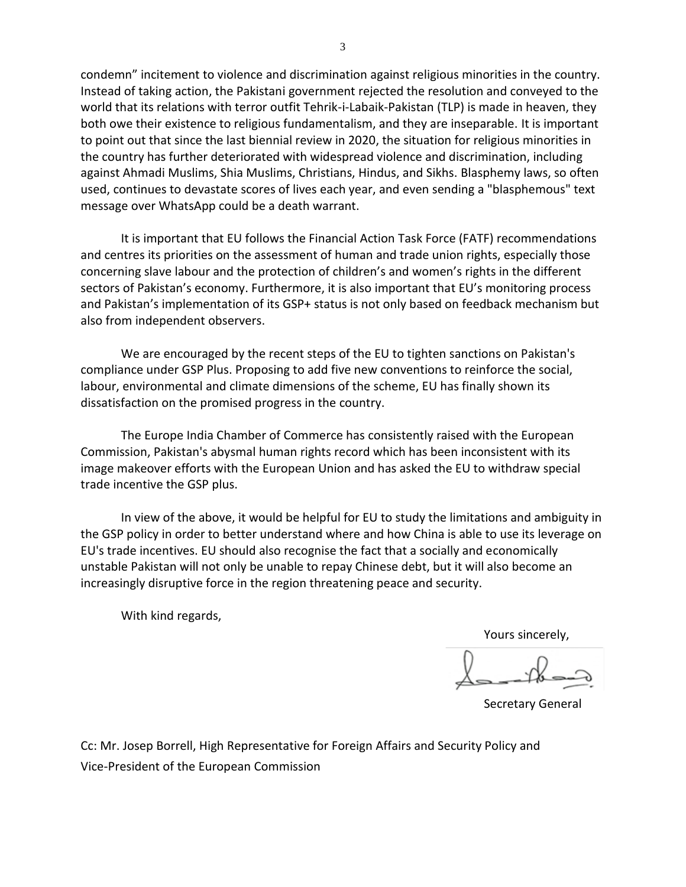condemn" incitement to violence and discrimination against religious minorities in the country. Instead of taking action, the Pakistani government rejected the resolution and conveyed to the world that its relations with terror outfit Tehrik-i-Labaik-Pakistan (TLP) is made in heaven, they both owe their existence to religious fundamentalism, and they are inseparable. It is important to point out that since the last biennial review in 2020, the situation for religious minorities in the country has further deteriorated with widespread violence and discrimination, including against Ahmadi Muslims, Shia Muslims, Christians, Hindus, and Sikhs. Blasphemy laws, so often used, continues to devastate scores of lives each year, and even sending a "blasphemous" text message over WhatsApp could be a death warrant.

It is important that EU follows the Financial Action Task Force (FATF) recommendations and centres its priorities on the assessment of human and trade union rights, especially those concerning slave labour and the protection of children's and women's rights in the different sectors of Pakistan's economy. Furthermore, it is also important that EU's monitoring process and Pakistan's implementation of its GSP+ status is not only based on feedback mechanism but also from independent observers.

We are encouraged by the recent steps of the EU to tighten sanctions on Pakistan's compliance under GSP Plus. Proposing to add five new conventions to reinforce the social, labour, environmental and climate dimensions of the scheme, EU has finally shown its dissatisfaction on the promised progress in the country.

The Europe India Chamber of Commerce has consistently raised with the European Commission, Pakistan's abysmal human rights record which has been inconsistent with its image makeover efforts with the European Union and has asked the EU to withdraw special trade incentive the GSP plus.

In view of the above, it would be helpful for EU to study the limitations and ambiguity in the GSP policy in order to better understand where and how China is able to use its leverage on EU's trade incentives. EU should also recognise the fact that a socially and economically unstable Pakistan will not only be unable to repay Chinese debt, but it will also become an increasingly disruptive force in the region threatening peace and security.

With kind regards,

Yours sincerely,

Secretary General

Cc: Mr. Josep Borrell, High Representative for Foreign Affairs and Security Policy and Vice-President of the European Commission